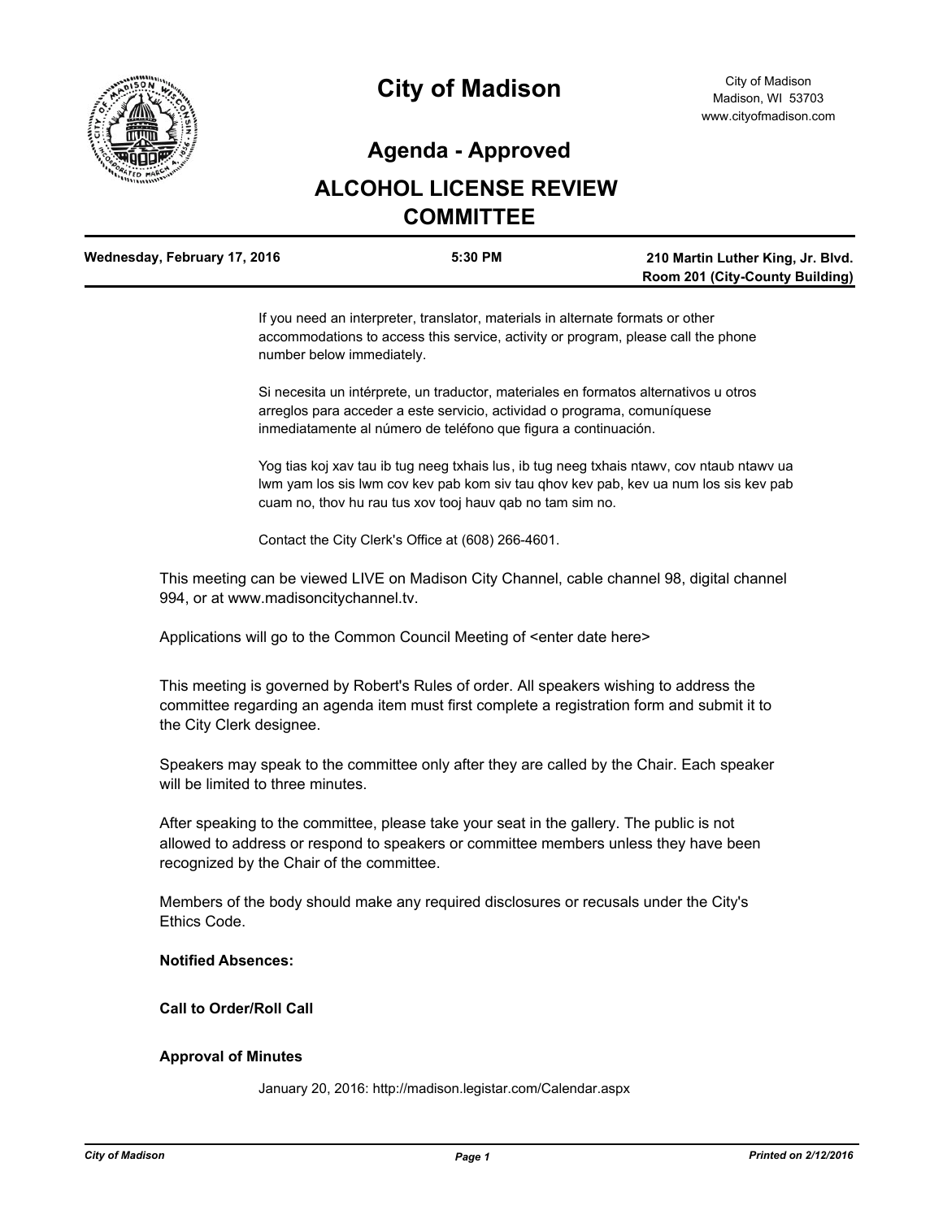# City of Madison

City of Madison
Madison, WI 53703
www.cityofmadison.com

## Agenda - Approved

## ALCOHOL LICENSE REVIEW COMMITTEE

| Wednesday, February 17, 2016 | 5:30 PM | 210 Martin Luther King, Jr. Blvd. Room 201 (City-County Building) |
|---|---|---|

If you need an interpreter, translator, materials in alternate formats or other accommodations to access this service, activity or program, please call the phone number below immediately.

Si necesita un intérprete, un traductor, materiales en formatos alternativos u otros arreglos para acceder a este servicio, actividad o programa, comuníquese inmediatamente al número de teléfono que figura a continuación.

Yog tias koj xav tau ib tug neeg txhais lus, ib tug neeg txhais ntawv, cov ntaub ntawv ua lwm yam los sis lwm cov kev pab kom siv tau qhov kev pab, kev ua num los sis kev pab cuam no, thov hu rau tus xov tooj hauv qab no tam sim no.

Contact the City Clerk's Office at (608) 266-4601.

This meeting can be viewed LIVE on Madison City Channel, cable channel 98, digital channel 994, or at www.madisoncitychannel.tv.

Applications will go to the Common Council Meeting of <enter date here>

This meeting is governed by Robert's Rules of order. All speakers wishing to address the committee regarding an agenda item must first complete a registration form and submit it to the City Clerk designee.

Speakers may speak to the committee only after they are called by the Chair. Each speaker will be limited to three minutes.

After speaking to the committee, please take your seat in the gallery. The public is not allowed to address or respond to speakers or committee members unless they have been recognized by the Chair of the committee.

Members of the body should make any required disclosures or recusals under the City's Ethics Code.

**Notified Absences:**

**Call to Order/Roll Call**

**Approval of Minutes**

January 20, 2016: http://madison.legistar.com/Calendar.aspx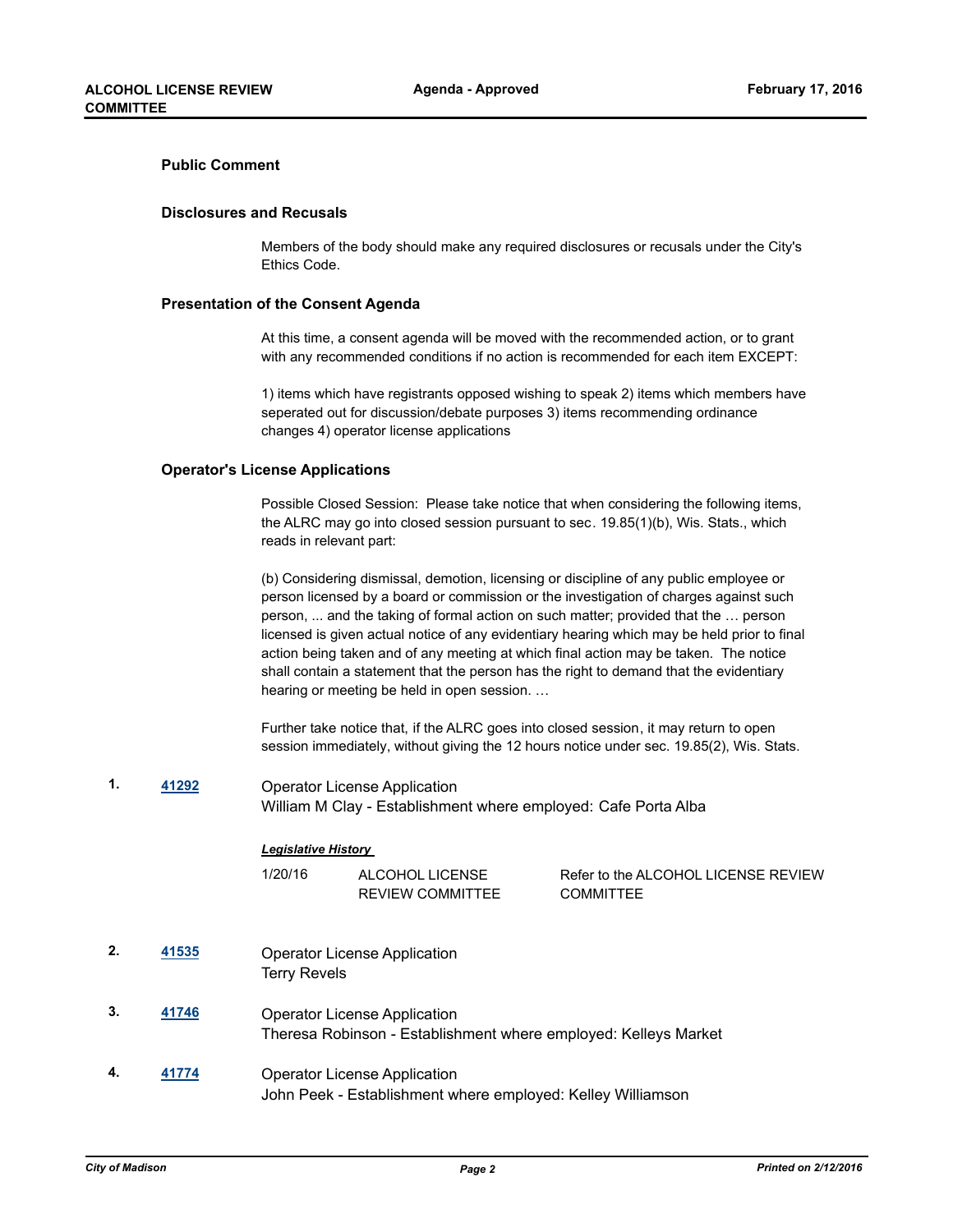### Public Comment

### Disclosures and Recusals

Members of the body should make any required disclosures or recusals under the City's Ethics Code.

### Presentation of the Consent Agenda

At this time, a consent agenda will be moved with the recommended action, or to grant with any recommended conditions if no action is recommended for each item EXCEPT:

1) items which have registrants opposed wishing to speak 2) items which members have seperated out for discussion/debate purposes 3) items recommending ordinance changes 4) operator license applications

### Operator's License Applications

Possible Closed Session: Please take notice that when considering the following items, the ALRC may go into closed session pursuant to sec. 19.85(1)(b), Wis. Stats., which reads in relevant part:

(b) Considering dismissal, demotion, licensing or discipline of any public employee or person licensed by a board or commission or the investigation of charges against such person, ... and the taking of formal action on such matter; provided that the … person licensed is given actual notice of any evidentiary hearing which may be held prior to final action being taken and of any meeting at which final action may be taken. The notice shall contain a statement that the person has the right to demand that the evidentiary hearing or meeting be held in open session. …

Further take notice that, if the ALRC goes into closed session, it may return to open session immediately, without giving the 12 hours notice under sec. 19.85(2), Wis. Stats.

**1.** **41292** Operator License Application
William M Clay - Establishment where employed: Cafe Porta Alba

***Legislative History***

| | | |
|---|---|---|
| 1/20/16 | ALCOHOL LICENSE REVIEW COMMITTEE | Refer to the ALCOHOL LICENSE REVIEW COMMITTEE |

**2.** **41535** Operator License Application
Terry Revels

**3.** **41746** Operator License Application
Theresa Robinson - Establishment where employed: Kelleys Market

**4.** **41774** Operator License Application
John Peek - Establishment where employed: Kelley Williamson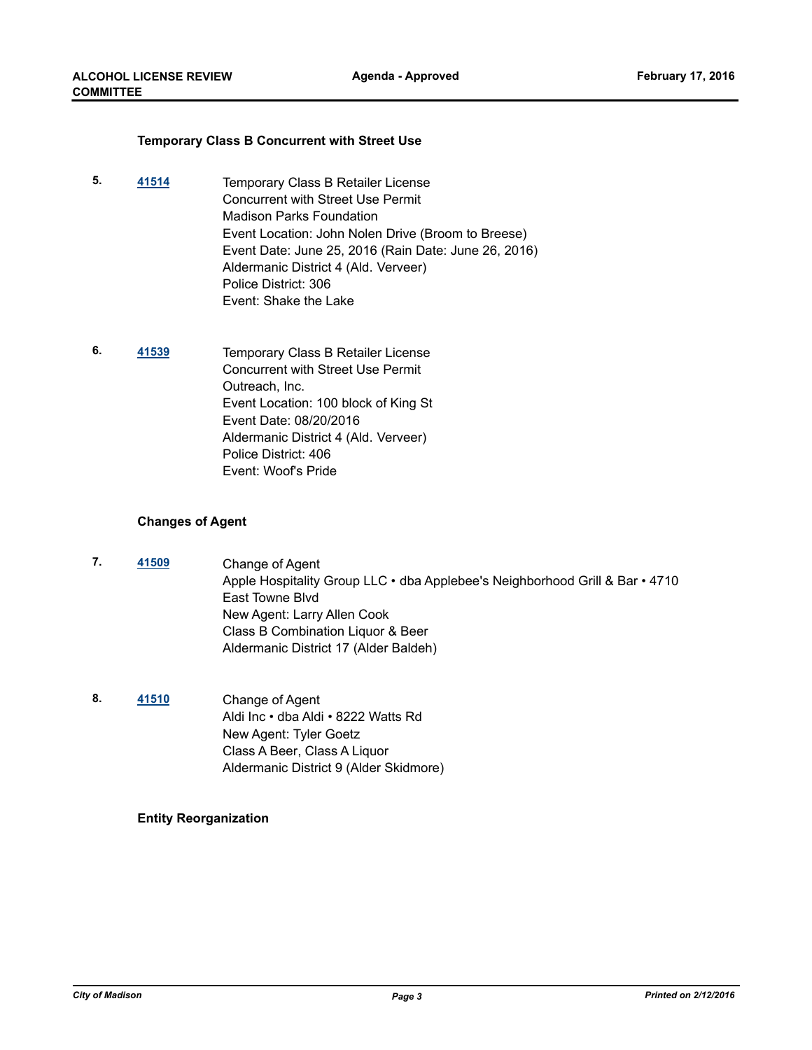### Temporary Class B Concurrent with Street Use

5. **41514** Temporary Class B Retailer License
   Concurrent with Street Use Permit
   Madison Parks Foundation
   Event Location: John Nolen Drive (Broom to Breese)
   Event Date: June 25, 2016 (Rain Date: June 26, 2016)
   Aldermanic District 4 (Ald. Verveer)
   Police District: 306
   Event: Shake the Lake

6. **41539** Temporary Class B Retailer License
   Concurrent with Street Use Permit
   Outreach, Inc.
   Event Location: 100 block of King St
   Event Date: 08/20/2016
   Aldermanic District 4 (Ald. Verveer)
   Police District: 406
   Event: Woof's Pride

### Changes of Agent

7. **41509** Change of Agent
   Apple Hospitality Group LLC • dba Applebee's Neighborhood Grill & Bar • 4710 East Towne Blvd
   New Agent: Larry Allen Cook
   Class B Combination Liquor & Beer
   Aldermanic District 17 (Alder Baldeh)

8. **41510** Change of Agent
   Aldi Inc • dba Aldi • 8222 Watts Rd
   New Agent: Tyler Goetz
   Class A Beer, Class A Liquor
   Aldermanic District 9 (Alder Skidmore)

### Entity Reorganization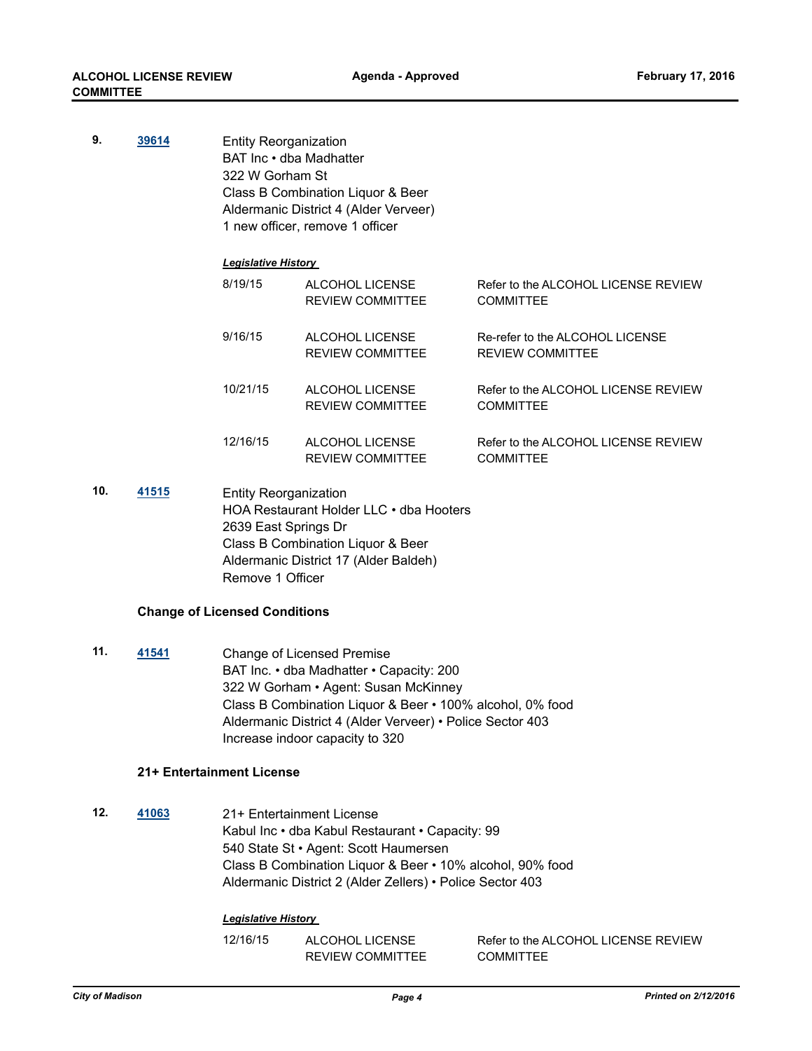**9.** **39614**

Entity Reorganization
BAT Inc • dba Madhatter
322 W Gorham St
Class B Combination Liquor & Beer
Aldermanic District 4 (Alder Verveer)
1 new officer, remove 1 officer

***Legislative History***

| | | |
|---|---|---|
| 8/19/15 | ALCOHOL LICENSE REVIEW COMMITTEE | Refer to the ALCOHOL LICENSE REVIEW COMMITTEE |
| 9/16/15 | ALCOHOL LICENSE REVIEW COMMITTEE | Re-refer to the ALCOHOL LICENSE REVIEW COMMITTEE |
| 10/21/15 | ALCOHOL LICENSE REVIEW COMMITTEE | Refer to the ALCOHOL LICENSE REVIEW COMMITTEE |
| 12/16/15 | ALCOHOL LICENSE REVIEW COMMITTEE | Refer to the ALCOHOL LICENSE REVIEW COMMITTEE |

**10.** **41515**

Entity Reorganization
HOA Restaurant Holder LLC • dba Hooters
2639 East Springs Dr
Class B Combination Liquor & Beer
Aldermanic District 17 (Alder Baldeh)
Remove 1 Officer

### Change of Licensed Conditions

**11.** **41541**

Change of Licensed Premise
BAT Inc. • dba Madhatter • Capacity: 200
322 W Gorham • Agent: Susan McKinney
Class B Combination Liquor & Beer • 100% alcohol, 0% food
Aldermanic District 4 (Alder Verveer) • Police Sector 403
Increase indoor capacity to 320

### 21+ Entertainment License

**12.** **41063**

21+ Entertainment License
Kabul Inc • dba Kabul Restaurant • Capacity: 99
540 State St • Agent: Scott Haumersen
Class B Combination Liquor & Beer • 10% alcohol, 90% food
Aldermanic District 2 (Alder Zellers) • Police Sector 403

***Legislative History***

| | | |
|---|---|---|
| 12/16/15 | ALCOHOL LICENSE REVIEW COMMITTEE | Refer to the ALCOHOL LICENSE REVIEW COMMITTEE |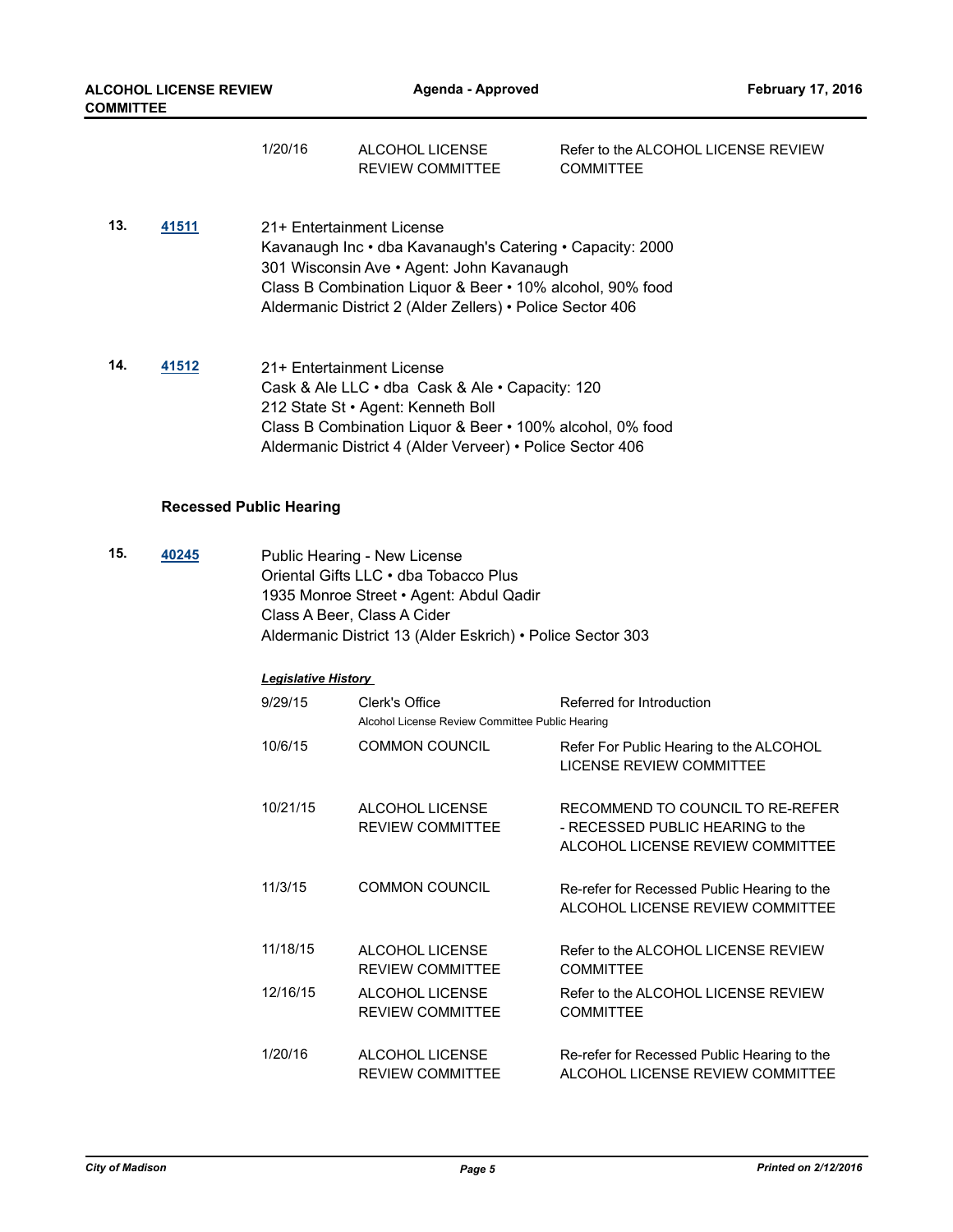| | | |
|---|---|---|
| 1/20/16 | ALCOHOL LICENSE REVIEW COMMITTEE | Refer to the ALCOHOL LICENSE REVIEW COMMITTEE |

**13.** **41511**

21+ Entertainment License
Kavanaugh Inc • dba Kavanaugh's Catering • Capacity: 2000
301 Wisconsin Ave • Agent: John Kavanaugh
Class B Combination Liquor & Beer • 10% alcohol, 90% food
Aldermanic District 2 (Alder Zellers) • Police Sector 406

**14.** **41512**

21+ Entertainment License
Cask & Ale LLC • dba Cask & Ale • Capacity: 120
212 State St • Agent: Kenneth Boll
Class B Combination Liquor & Beer • 100% alcohol, 0% food
Aldermanic District 4 (Alder Verveer) • Police Sector 406

### Recessed Public Hearing

**15.** **40245**

Public Hearing - New License
Oriental Gifts LLC • dba Tobacco Plus
1935 Monroe Street • Agent: Abdul Qadir
Class A Beer, Class A Cider
Aldermanic District 13 (Alder Eskrich) • Police Sector 303

***Legislative History***

| | | |
|---|---|---|
| 9/29/15 | Clerk's Office<br>Alcohol License Review Committee Public Hearing | Referred for Introduction |
| 10/6/15 | COMMON COUNCIL | Refer For Public Hearing to the ALCOHOL LICENSE REVIEW COMMITTEE |
| 10/21/15 | ALCOHOL LICENSE REVIEW COMMITTEE | RECOMMEND TO COUNCIL TO RE-REFER - RECESSED PUBLIC HEARING to the ALCOHOL LICENSE REVIEW COMMITTEE |
| 11/3/15 | COMMON COUNCIL | Re-refer for Recessed Public Hearing to the ALCOHOL LICENSE REVIEW COMMITTEE |
| 11/18/15 | ALCOHOL LICENSE REVIEW COMMITTEE | Refer to the ALCOHOL LICENSE REVIEW COMMITTEE |
| 12/16/15 | ALCOHOL LICENSE REVIEW COMMITTEE | Refer to the ALCOHOL LICENSE REVIEW COMMITTEE |
| 1/20/16 | ALCOHOL LICENSE REVIEW COMMITTEE | Re-refer for Recessed Public Hearing to the ALCOHOL LICENSE REVIEW COMMITTEE |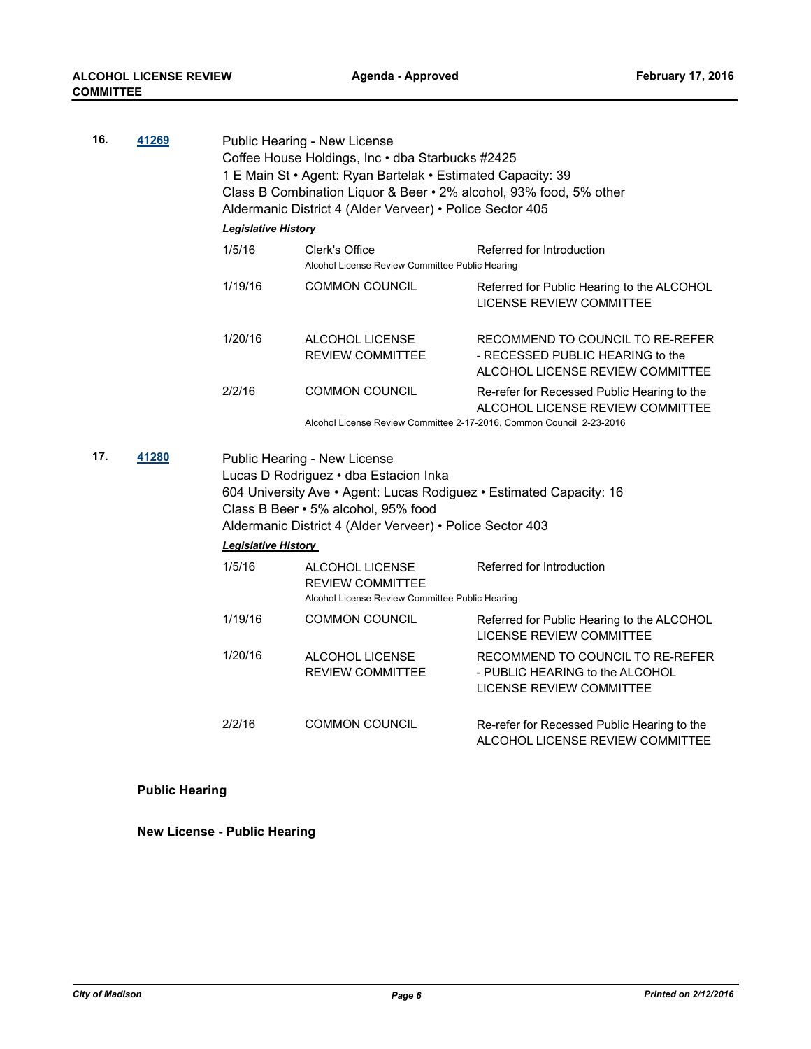**16.** **41269**

Public Hearing - New License
Coffee House Holdings, Inc • dba Starbucks #2425
1 E Main St • Agent: Ryan Bartelak • Estimated Capacity: 39
Class B Combination Liquor & Beer • 2% alcohol, 93% food, 5% other
Aldermanic District 4 (Alder Verveer) • Police Sector 405

***Legislative History***

| | | |
|---|---|---|
| 1/5/16 | Clerk's Office<br>Alcohol License Review Committee Public Hearing | Referred for Introduction |
| 1/19/16 | COMMON COUNCIL | Referred for Public Hearing to the ALCOHOL LICENSE REVIEW COMMITTEE |
| 1/20/16 | ALCOHOL LICENSE REVIEW COMMITTEE | RECOMMEND TO COUNCIL TO RE-REFER - RECESSED PUBLIC HEARING to the ALCOHOL LICENSE REVIEW COMMITTEE |
| 2/2/16 | COMMON COUNCIL<br>Alcohol License Review Committee 2-17-2016, Common Council 2-23-2016 | Re-refer for Recessed Public Hearing to the ALCOHOL LICENSE REVIEW COMMITTEE |

**17.** **41280**

Public Hearing - New License
Lucas D Rodriguez • dba Estacion Inka
604 University Ave • Agent: Lucas Rodiguez • Estimated Capacity: 16
Class B Beer • 5% alcohol, 95% food
Aldermanic District 4 (Alder Verveer) • Police Sector 403

***Legislative History***

| | | |
|---|---|---|
| 1/5/16 | ALCOHOL LICENSE REVIEW COMMITTEE<br>Alcohol License Review Committee Public Hearing | Referred for Introduction |
| 1/19/16 | COMMON COUNCIL | Referred for Public Hearing to the ALCOHOL LICENSE REVIEW COMMITTEE |
| 1/20/16 | ALCOHOL LICENSE REVIEW COMMITTEE | RECOMMEND TO COUNCIL TO RE-REFER - PUBLIC HEARING to the ALCOHOL LICENSE REVIEW COMMITTEE |
| 2/2/16 | COMMON COUNCIL | Re-refer for Recessed Public Hearing to the ALCOHOL LICENSE REVIEW COMMITTEE |

**Public Hearing**

**New License - Public Hearing**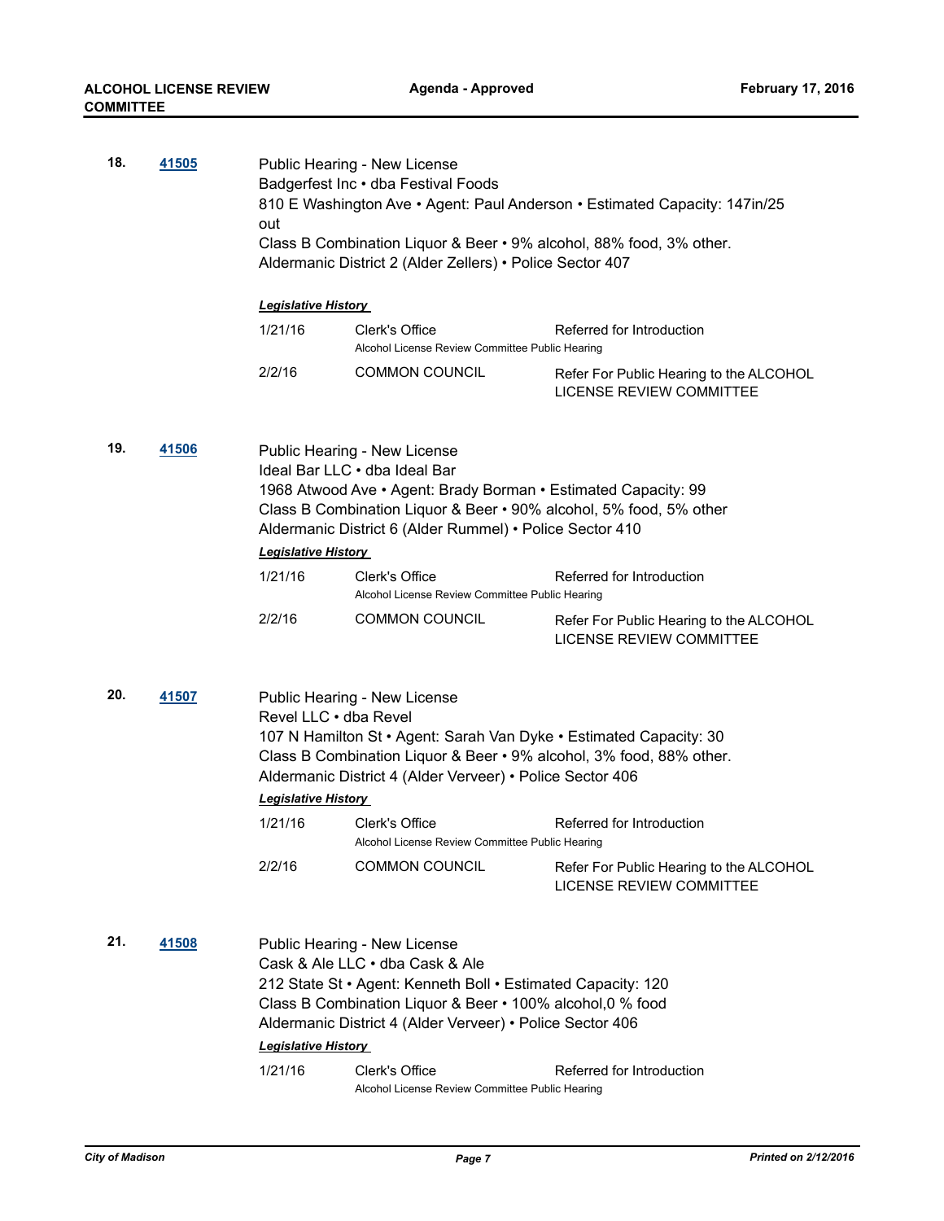**18.** **41505**

Public Hearing - New License
Badgerfest Inc • dba Festival Foods
810 E Washington Ave • Agent: Paul Anderson • Estimated Capacity: 147in/25 out
Class B Combination Liquor & Beer • 9% alcohol, 88% food, 3% other.
Aldermanic District 2 (Alder Zellers) • Police Sector 407

***Legislative History***

| | | |
|---|---|---|
| 1/21/16 | Clerk's Office<br>Alcohol License Review Committee Public Hearing | Referred for Introduction |
| 2/2/16 | COMMON COUNCIL | Refer For Public Hearing to the ALCOHOL LICENSE REVIEW COMMITTEE |

**19.** **41506**

Public Hearing - New License
Ideal Bar LLC • dba Ideal Bar
1968 Atwood Ave • Agent: Brady Borman • Estimated Capacity: 99
Class B Combination Liquor & Beer • 90% alcohol, 5% food, 5% other
Aldermanic District 6 (Alder Rummel) • Police Sector 410

***Legislative History***

| | | |
|---|---|---|
| 1/21/16 | Clerk's Office<br>Alcohol License Review Committee Public Hearing | Referred for Introduction |
| 2/2/16 | COMMON COUNCIL | Refer For Public Hearing to the ALCOHOL LICENSE REVIEW COMMITTEE |

**20.** **41507**

Public Hearing - New License
Revel LLC • dba Revel
107 N Hamilton St • Agent: Sarah Van Dyke • Estimated Capacity: 30
Class B Combination Liquor & Beer • 9% alcohol, 3% food, 88% other.
Aldermanic District 4 (Alder Verveer) • Police Sector 406

***Legislative History***

| | | |
|---|---|---|
| 1/21/16 | Clerk's Office<br>Alcohol License Review Committee Public Hearing | Referred for Introduction |
| 2/2/16 | COMMON COUNCIL | Refer For Public Hearing to the ALCOHOL LICENSE REVIEW COMMITTEE |

**21.** **41508**

Public Hearing - New License
Cask & Ale LLC • dba Cask & Ale
212 State St • Agent: Kenneth Boll • Estimated Capacity: 120
Class B Combination Liquor & Beer • 100% alcohol,0 % food
Aldermanic District 4 (Alder Verveer) • Police Sector 406

***Legislative History***

| | | |
|---|---|---|
| 1/21/16 | Clerk's Office<br>Alcohol License Review Committee Public Hearing | Referred for Introduction |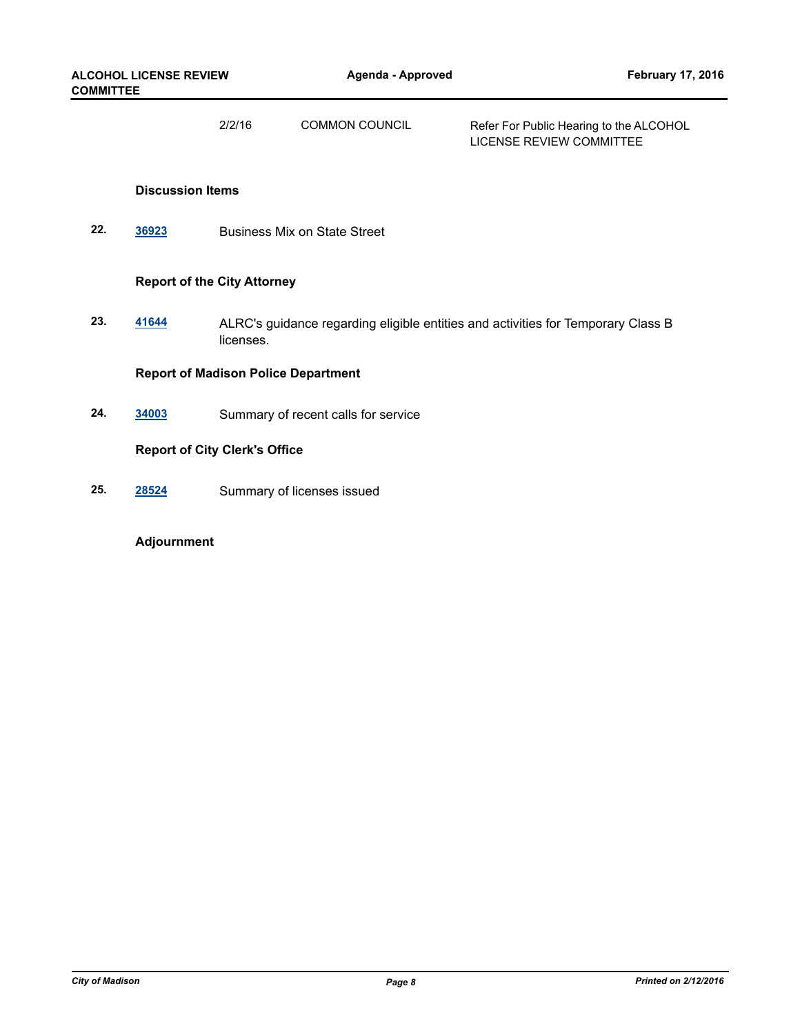| | | |
|---|---|---|
| 2/2/16 | COMMON COUNCIL | Refer For Public Hearing to the ALCOHOL LICENSE REVIEW COMMITTEE |

**Discussion Items**

**22.** **36923** Business Mix on State Street

**Report of the City Attorney**

**23.** **41644** ALRC's guidance regarding eligible entities and activities for Temporary Class B licenses.

**Report of Madison Police Department**

**24.** **34003** Summary of recent calls for service

**Report of City Clerk's Office**

**25.** **28524** Summary of licenses issued

**Adjournment**